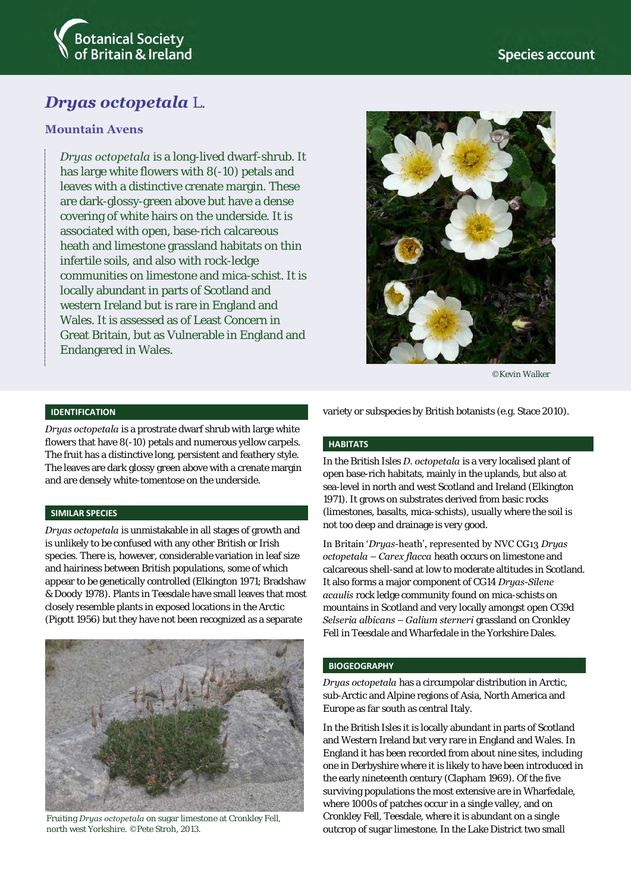Botanical Society of Britain & Ireland

Species account

# *Dryas octopetala* L.

## Mountain Avens

*Dryas octopetala* is a long-lived dwarf-shrub. It has large white flowers with 8(-10) petals and leaves with a distinctive crenate margin. These are dark-glossy-green above but have a dense covering of white hairs on the underside. It is associated with open, base-rich calcareous heath and limestone grassland habitats on thin infertile soils, and also with rock-ledge communities on limestone and mica-schist. It is locally abundant in parts of Scotland and western Ireland but is rare in England and Wales. It is assessed as of Least Concern in Great Britain, but as Vulnerable in England and Endangered in Wales.

©Kevin Walker

### IDENTIFICATION

*Dryas octopetala* is a prostrate dwarf shrub with large white flowers that have 8(-10) petals and numerous yellow carpels. The fruit has a distinctive long, persistent and feathery style. The leaves are dark glossy green above with a crenate margin and are densely white-tomentose on the underside.

### SIMILAR SPECIES

*Dryas octopetala* is unmistakable in all stages of growth and is unlikely to be confused with any other British or Irish species. There is, however, considerable variation in leaf size and hairiness between British populations, some of which appear to be genetically controlled (Elkington 1971; Bradshaw & Doody 1978). Plants in Teesdale have small leaves that most closely resemble plants in exposed locations in the Arctic (Pigott 1956) but they have not been recognized as a separate variety or subspecies by British botanists (e.g. Stace 2010).

Fruiting *Dryas octopetala* on sugar limestone at Cronkley Fell, north west Yorkshire. ©Pete Stroh, 2013.

### HABITATS

In the British Isles *D. octopetala* is a very localised plant of open base-rich habitats, mainly in the uplands, but also at sea-level in north and west Scotland and Ireland (Elkington 1971). It grows on substrates derived from basic rocks (limestones, basalts, mica-schists), usually where the soil is not too deep and drainage is very good.

In Britain '*Dryas*-heath', represented by NVC CG13 *Dryas octopetala – Carex flacca* heath occurs on limestone and calcareous shell-sand at low to moderate altitudes in Scotland. It also forms a major component of CG14 *Dryas-Silene acaulis* rock ledge community found on mica-schists on mountains in Scotland and very locally amongst open CG9d *Selseria albicans – Galium sterneri* grassland on Cronkley Fell in Teesdale and Wharfedale in the Yorkshire Dales.

### BIOGEOGRAPHY

*Dryas octopetala* has a circumpolar distribution in Arctic, sub-Arctic and Alpine regions of Asia, North America and Europe as far south as central Italy.

In the British Isles it is locally abundant in parts of Scotland and Western Ireland but very rare in England and Wales. In England it has been recorded from about nine sites, including one in Derbyshire where it is likely to have been introduced in the early nineteenth century (Clapham 1969). Of the five surviving populations the most extensive are in Wharfedale, where 1000s of patches occur in a single valley, and on Cronkley Fell, Teesdale, where it is abundant on a single outcrop of sugar limestone. In the Lake District two small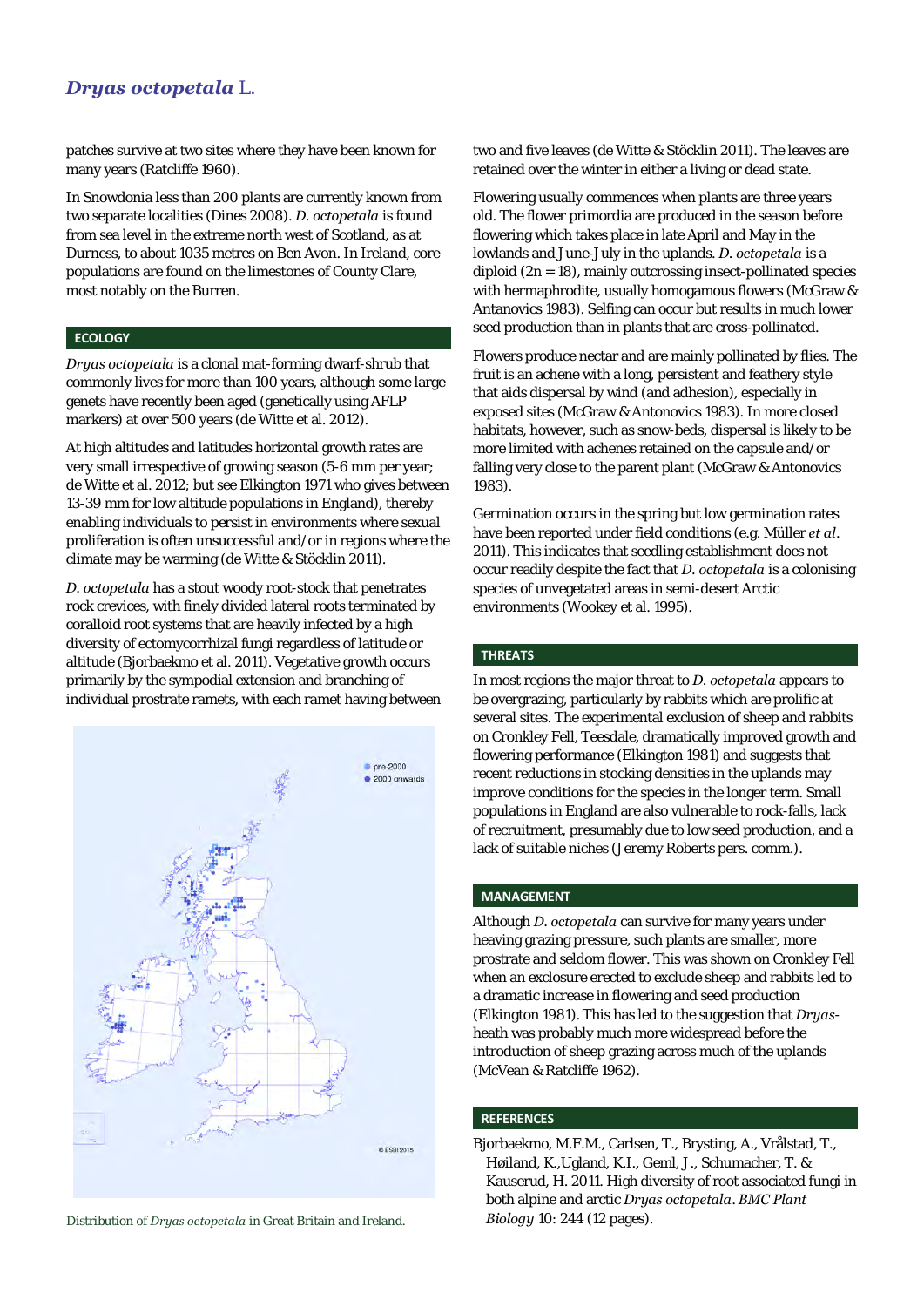patches survive at two sites where they have been known for many years (Ratcliffe 1960).

In Snowdonia less than 200 plants are currently known from two separate localities (Dines 2008). *D. octopetala* is found from sea level in the extreme north west of Scotland, as at Durness, to about 1035 metres on Ben Avon. In Ireland, core populations are found on the limestones of County Clare, most notably on the Burren.

## ECOLOGY

*Dryas octopetala* is a clonal mat-forming dwarf-shrub that commonly lives for more than 100 years, although some large genets have recently been aged (genetically using AFLP markers) at over 500 years (de Witte et al. 2012).

At high altitudes and latitudes horizontal growth rates are very small irrespective of growing season (5-6 mm per year; de Witte et al. 2012; but see Elkington 1971 who gives between 13-39 mm for low altitude populations in England), thereby enabling individuals to persist in environments where sexual proliferation is often unsuccessful and/or in regions where the climate may be warming (de Witte & Stöcklin 2011).

*D. octopetala* has a stout woody root-stock that penetrates rock crevices, with finely divided lateral roots terminated by coralloid root systems that are heavily infected by a high diversity of ectomycorrhizal fungi regardless of latitude or altitude (Bjorbaekmo et al. 2011). Vegetative growth occurs primarily by the sympodial extension and branching of individual prostrate ramets, with each ramet having between two and five leaves (de Witte & Stöcklin 2011). The leaves are retained over the winter in either a living or dead state.

Distribution of *Dryas octopetala* in Great Britain and Ireland.

Flowering usually commences when plants are three years old. The flower primordia are produced in the season before flowering which takes place in late April and May in the lowlands and June-July in the uplands. *D. octopetala* is a diploid (2n = 18), mainly outcrossing insect-pollinated species with hermaphrodite, usually homogamous flowers (McGraw & Antanovics 1983). Selfing can occur but results in much lower seed production than in plants that are cross-pollinated.

Flowers produce nectar and are mainly pollinated by flies. The fruit is an achene with a long, persistent and feathery style that aids dispersal by wind (and adhesion), especially in exposed sites (McGraw & Antonovics 1983). In more closed habitats, however, such as snow-beds, dispersal is likely to be more limited with achenes retained on the capsule and/or falling very close to the parent plant (McGraw & Antonovics 1983).

Germination occurs in the spring but low germination rates have been reported under field conditions (e.g. Müller *et al*. 2011). This indicates that seedling establishment does not occur readily despite the fact that *D. octopetala* is a colonising species of unvegetated areas in semi-desert Arctic environments (Wookey et al. 1995).

## THREATS

In most regions the major threat to *D. octopetala* appears to be overgrazing, particularly by rabbits which are prolific at several sites. The experimental exclusion of sheep and rabbits on Cronkley Fell, Teesdale, dramatically improved growth and flowering performance (Elkington 1981) and suggests that recent reductions in stocking densities in the uplands may improve conditions for the species in the longer term. Small populations in England are also vulnerable to rock-falls, lack of recruitment, presumably due to low seed production, and a lack of suitable niches (Jeremy Roberts pers. comm.).

## MANAGEMENT

Although *D. octopetala* can survive for many years under heaving grazing pressure, such plants are smaller, more prostrate and seldom flower. This was shown on Cronkley Fell when an exclosure erected to exclude sheep and rabbits led to a dramatic increase in flowering and seed production (Elkington 1981). This has led to the suggestion that *Dryas*-heath was probably much more widespread before the introduction of sheep grazing across much of the uplands (McVean & Ratcliffe 1962).

## REFERENCES

Bjorbaekmo, M.F.M., Carlsen, T., Brysting, A., Vrålstad, T., Høiland, K.,Ugland, K.I., Geml, J., Schumacher, T. & Kauserud, H. 2011. High diversity of root associated fungi in both alpine and arctic *Dryas octopetala*. *BMC Plant Biology* 10: 244 (12 pages).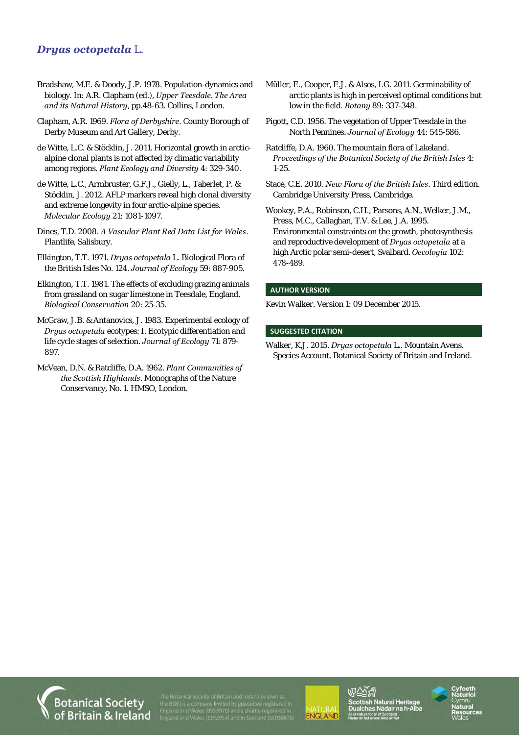Bradshaw, M.E. & Doody, J.P. 1978. Population-dynamics and biology. In: A.R. Clapham (ed.), *Upper Teesdale. The Area and its Natural History*, pp.48-63. Collins, London.

Clapham, A.R. 1969. *Flora of Derbyshire*. County Borough of Derby Museum and Art Gallery, Derby.

de Witte, L.C. & Stöcklin, J. 2011. Horizontal growth in arctic-alpine clonal plants is not affected by climatic variability among regions. *Plant Ecology and Diversity* 4: 329-340.

de Witte, L.C., Armbruster, G.F.J., Gielly, L., Taberlet, P. & Stöcklin, J. 2012. AFLP markers reveal high clonal diversity and extreme longevity in four arctic-alpine species. *Molecular Ecology* 21: 1081-1097.

Dines, T.D. 2008. *A Vascular Plant Red Data List for Wales*. Plantlife, Salisbury.

Elkington, T.T. 1971. *Dryas octopetala* L. Biological Flora of the British Isles No. 124. *Journal of Ecology* 59: 887-905.

Elkington, T.T. 1981. The effects of excluding grazing animals from grassland on sugar limestone in Teesdale, England. *Biological Conservation* 20: 25-35.

McGraw, J.B. & Antanovics, J. 1983. Experimental ecology of *Dryas octopetala* ecotypes: I. Ecotypic differentiation and life cycle stages of selection. *Journal of Ecology* 71: 879-897.

McVean, D.N. & Ratcliffe, D.A. 1962. *Plant Communities of the Scottish Highlands*. Monographs of the Nature Conservancy, No. 1. HMSO, London.

Müller, E., Cooper, E.J. & Alsos, I.G. 2011. Germinability of arctic plants is high in perceived optimal conditions but low in the field. *Botany* 89: 337-348.

Pigott, C.D. 1956. The vegetation of Upper Teesdale in the North Pennines. *Journal of Ecology* 44: 545-586.

Ratcliffe, D.A. 1960. The mountain flora of Lakeland. *Proceedings of the Botanical Society of the British Isles* 4: 1-25.

Stace, C.E. 2010. *New Flora of the British Isles*. Third edition. Cambridge University Press, Cambridge.

Wookey, P.A., Robinson, C.H., Parsons, A.N., Welker, J.M., Press, M.C., Callaghan, T.V. & Lee, J.A. 1995. Environmental constraints on the growth, photosynthesis and reproductive development of *Dryas octopetala* at a high Arctic polar semi-desert, Svalbard. *Oecologia* 102: 478-489.

## AUTHOR VERSION

Kevin Walker. Version 1: 09 December 2015.

## SUGGESTED CITATION

Walker, K.J. 2015. *Dryas octopetala* L.. Mountain Avens. Species Account. Botanical Society of Britain and Ireland.

Botanical Society of Britain & Ireland

The Botanical Society of Britain and Ireland (known as the BSBI) is a company limited by guarantee registered in England and Wales (8553976) and a charity registered in England and Wales (1152954) and in Scotland (SC038675)